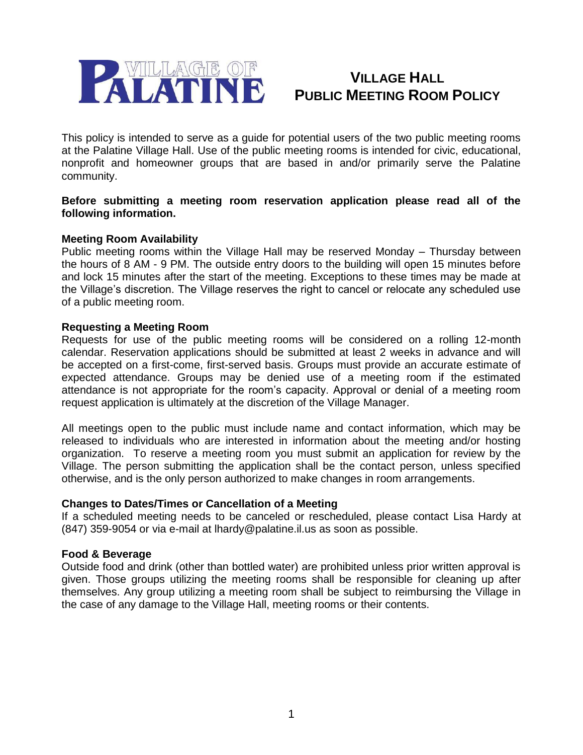VILLAGE OF PALATINE

# VILLAGE HALL PUBLIC MEETING ROOM POLICY

This policy is intended to serve as a guide for potential users of the two public meeting rooms at the Palatine Village Hall. Use of the public meeting rooms is intended for civic, educational, nonprofit and homeowner groups that are based in and/or primarily serve the Palatine community.

**Before submitting a meeting room reservation application please read all of the following information.**

**Meeting Room Availability**

Public meeting rooms within the Village Hall may be reserved Monday – Thursday between the hours of 8 AM - 9 PM. The outside entry doors to the building will open 15 minutes before and lock 15 minutes after the start of the meeting. Exceptions to these times may be made at the Village's discretion. The Village reserves the right to cancel or relocate any scheduled use of a public meeting room.

**Requesting a Meeting Room**

Requests for use of the public meeting rooms will be considered on a rolling 12-month calendar. Reservation applications should be submitted at least 2 weeks in advance and will be accepted on a first-come, first-served basis. Groups must provide an accurate estimate of expected attendance. Groups may be denied use of a meeting room if the estimated attendance is not appropriate for the room's capacity. Approval or denial of a meeting room request application is ultimately at the discretion of the Village Manager.

All meetings open to the public must include name and contact information, which may be released to individuals who are interested in information about the meeting and/or hosting organization. To reserve a meeting room you must submit an application for review by the Village. The person submitting the application shall be the contact person, unless specified otherwise, and is the only person authorized to make changes in room arrangements.

**Changes to Dates/Times or Cancellation of a Meeting**

If a scheduled meeting needs to be canceled or rescheduled, please contact Lisa Hardy at (847) 359-9054 or via e-mail at lhardy@palatine.il.us as soon as possible.

**Food & Beverage**

Outside food and drink (other than bottled water) are prohibited unless prior written approval is given. Those groups utilizing the meeting rooms shall be responsible for cleaning up after themselves. Any group utilizing a meeting room shall be subject to reimbursing the Village in the case of any damage to the Village Hall, meeting rooms or their contents.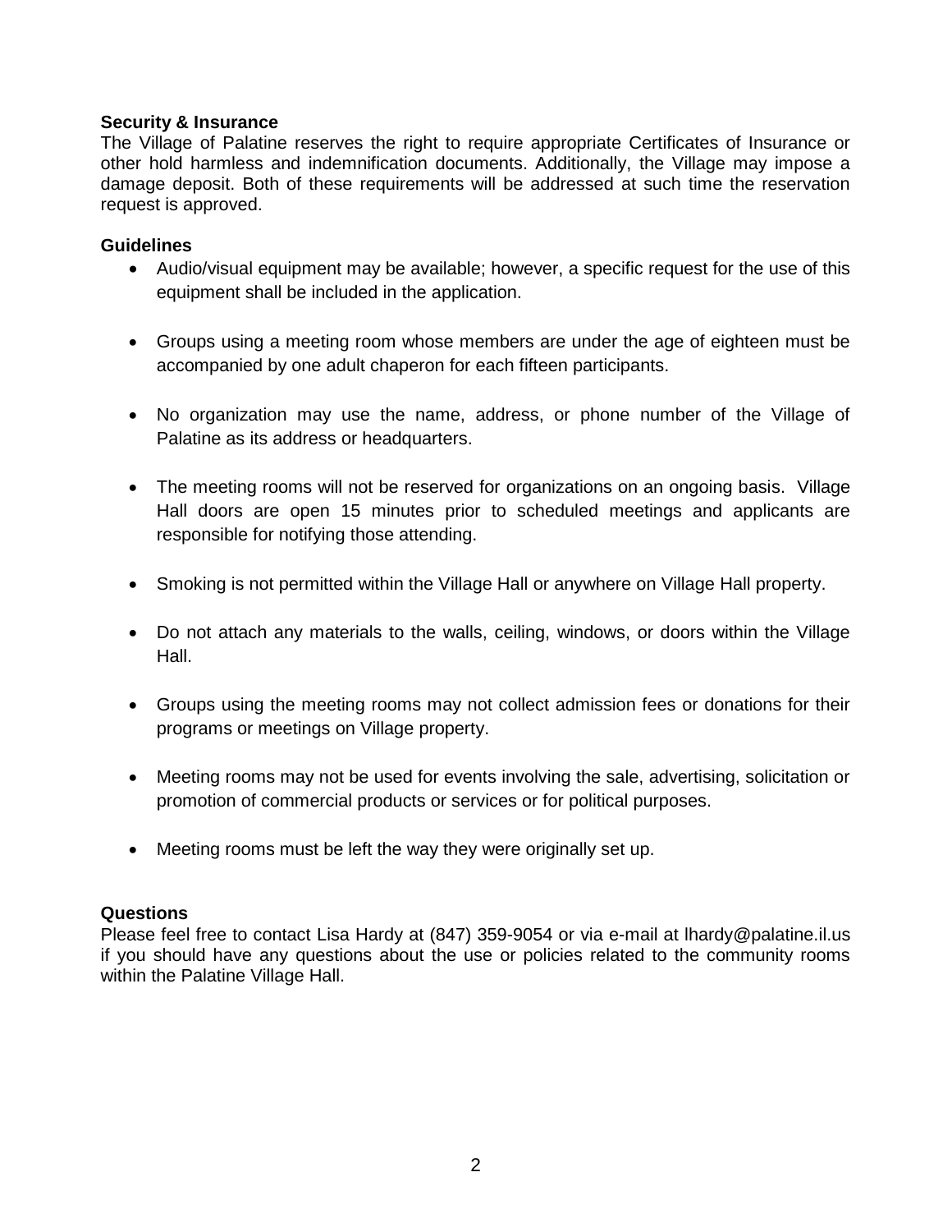**Security & Insurance**

The Village of Palatine reserves the right to require appropriate Certificates of Insurance or other hold harmless and indemnification documents. Additionally, the Village may impose a damage deposit. Both of these requirements will be addressed at such time the reservation request is approved.

**Guidelines**

- Audio/visual equipment may be available; however, a specific request for the use of this equipment shall be included in the application.
- Groups using a meeting room whose members are under the age of eighteen must be accompanied by one adult chaperon for each fifteen participants.
- No organization may use the name, address, or phone number of the Village of Palatine as its address or headquarters.
- The meeting rooms will not be reserved for organizations on an ongoing basis. Village Hall doors are open 15 minutes prior to scheduled meetings and applicants are responsible for notifying those attending.
- Smoking is not permitted within the Village Hall or anywhere on Village Hall property.
- Do not attach any materials to the walls, ceiling, windows, or doors within the Village Hall.
- Groups using the meeting rooms may not collect admission fees or donations for their programs or meetings on Village property.
- Meeting rooms may not be used for events involving the sale, advertising, solicitation or promotion of commercial products or services or for political purposes.
- Meeting rooms must be left the way they were originally set up.

**Questions**

Please feel free to contact Lisa Hardy at (847) 359-9054 or via e-mail at lhardy@palatine.il.us if you should have any questions about the use or policies related to the community rooms within the Palatine Village Hall.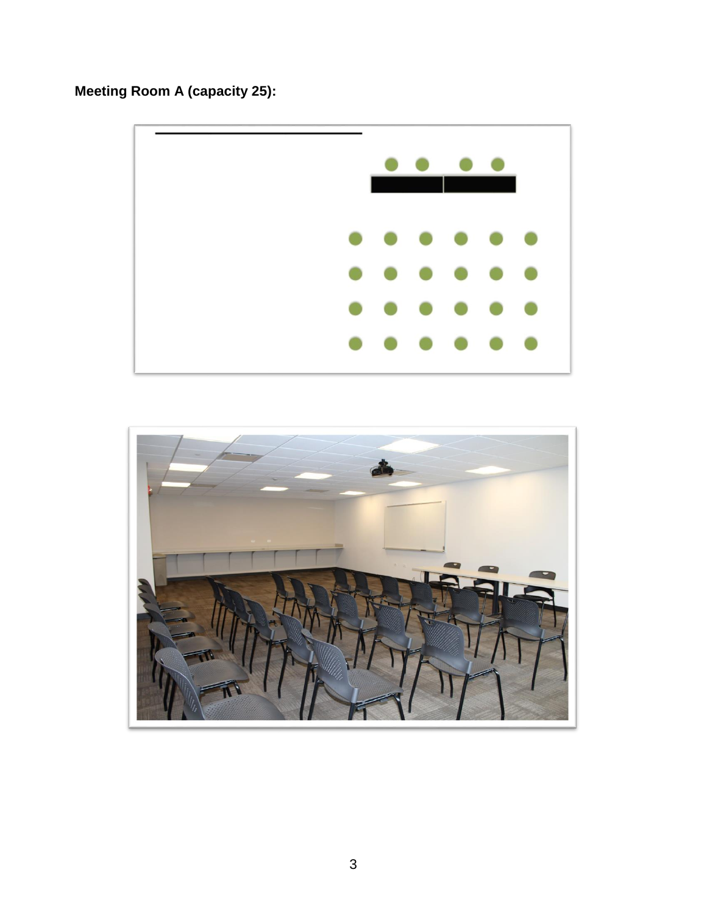**Meeting Room A (capacity 25):**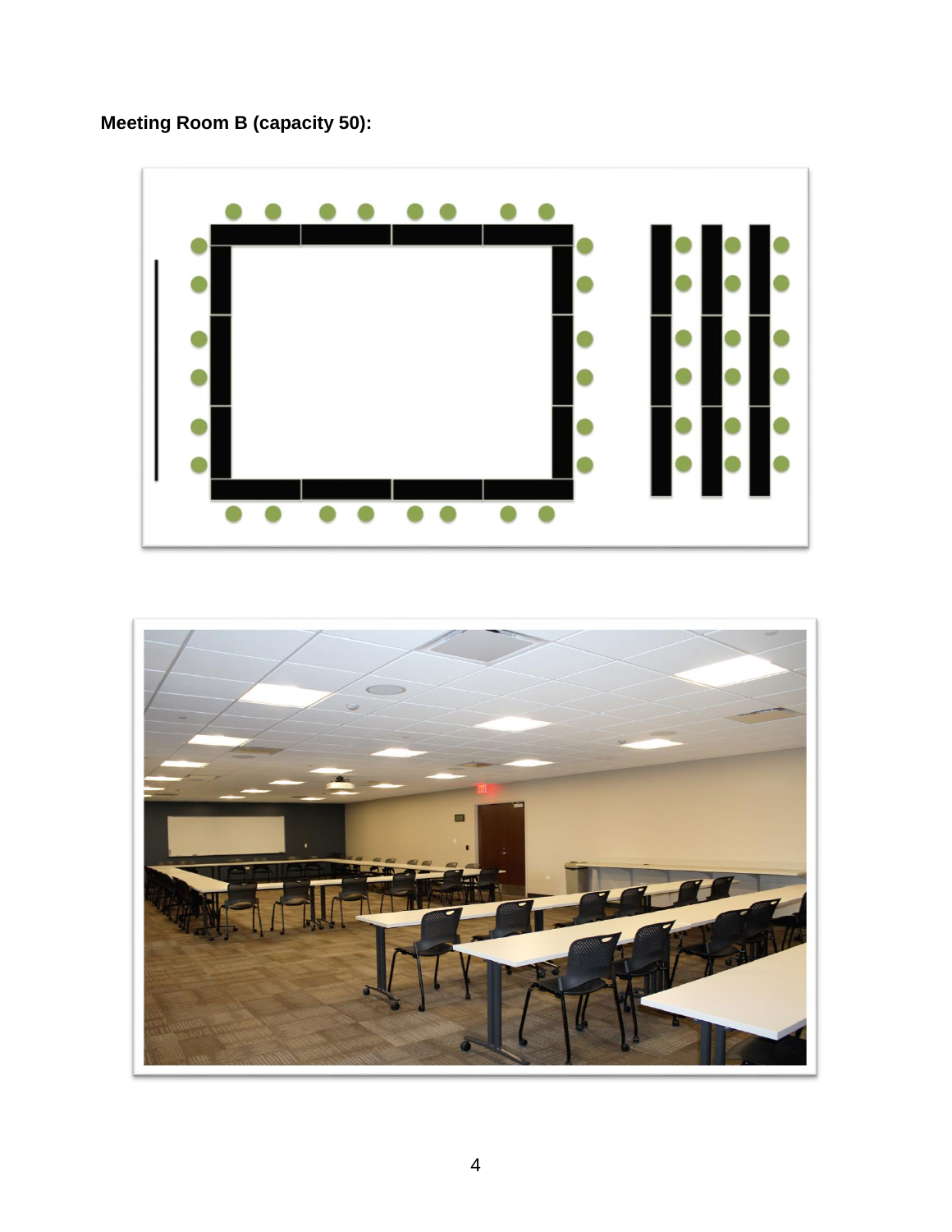**Meeting Room B (capacity 50):**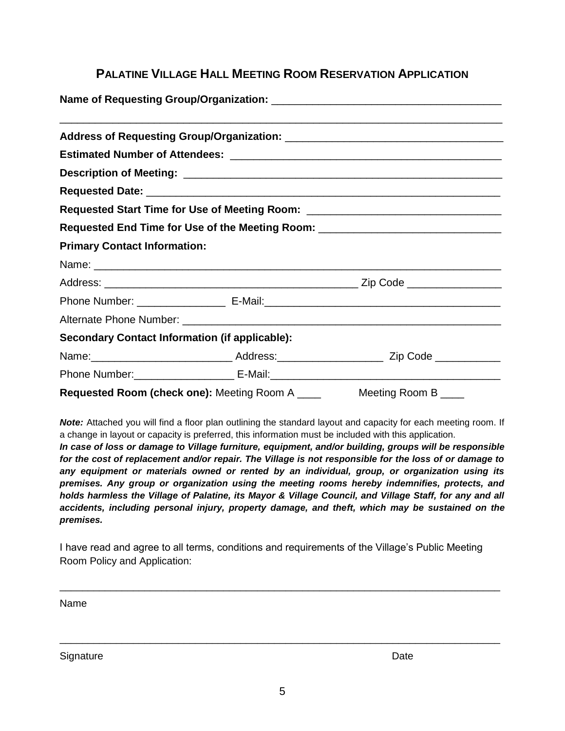## Palatine Village Hall Meeting Room Reservation Application

**Name of Requesting Group/Organization:** ______________________________________

_____________________________________________________________________________

**Address of Requesting Group/Organization:** ___________________________________

**Estimated Number of Attendees:** ____________________________________________

**Description of Meeting:** ___________________________________________________

**Requested Date:** __________________________________________________________

**Requested Start Time for Use of Meeting Room:** _______________________________

**Requested End Time for Use of the Meeting Room:** _____________________________

**Primary Contact Information:**

Name: ______________________________________________________________

Address: ___________________________________________ Zip Code ________________

Phone Number: _______________ E-Mail:_______________________________________

Alternate Phone Number: _______________________________________________________

**Secondary Contact Information (if applicable):**

Name:________________________ Address:__________________ Zip Code ___________

Phone Number:_________________ E-Mail:_____________________________________

**Requested Room (check one):** Meeting Room A ____ Meeting Room B ____

***Note:*** Attached you will find a floor plan outlining the standard layout and capacity for each meeting room. If a change in layout or capacity is preferred, this information must be included with this application.
***In case of loss or damage to Village furniture, equipment, and/or building, groups will be responsible for the cost of replacement and/or repair. The Village is not responsible for the loss of or damage to any equipment or materials owned or rented by an individual, group, or organization using its premises. Any group or organization using the meeting rooms hereby indemnifies, protects, and holds harmless the Village of Palatine, its Mayor & Village Council, and Village Staff, for any and all accidents, including personal injury, property damage, and theft, which may be sustained on the premises.***

I have read and agree to all terms, conditions and requirements of the Village's Public Meeting Room Policy and Application:

_____________________________________________________________________________

Name

_____________________________________________________________________________

Signature Date